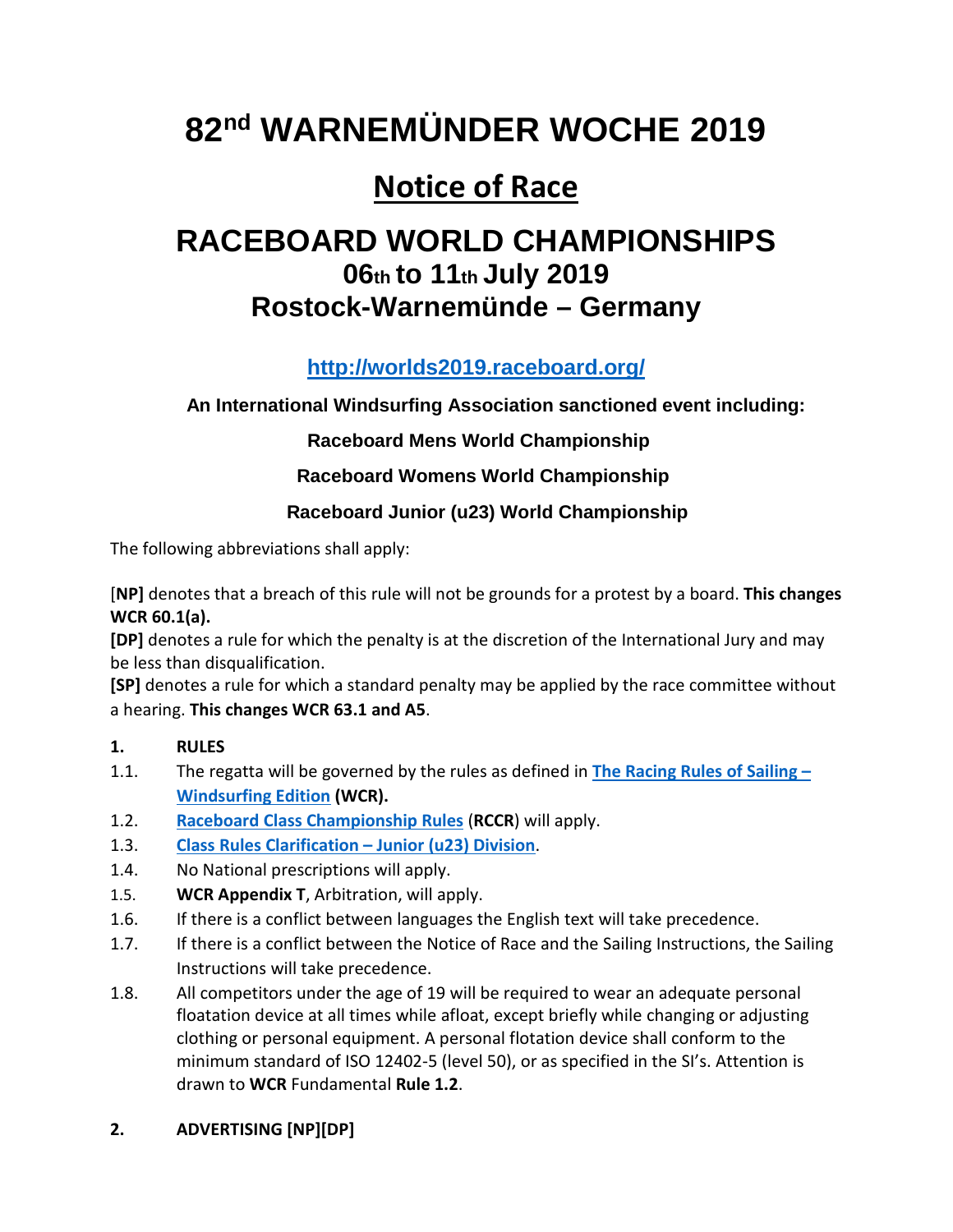# 82nd WARNEMÜNDER WOCHE 2019

## Notice of Race

# RACEBOARD WORLD CHAMPIONSHIPS

### 06th to 11th July 2019

### Rostock-Warnemünde – Germany

**http://worlds2019.raceboard.org/**

**An International Windsurfing Association sanctioned event including:**

**Raceboard Mens World Championship**

**Raceboard Womens World Championship**

**Raceboard Junior (u23) World Championship**

The following abbreviations shall apply:

[**NP]** denotes that a breach of this rule will not be grounds for a protest by a board. **This changes WCR 60.1(a).**

**[DP]** denotes a rule for which the penalty is at the discretion of the International Jury and may be less than disqualification.

**[SP]** denotes a rule for which a standard penalty may be applied by the race committee without a hearing. **This changes WCR 63.1 and A5**.

**1. RULES**

1.1. The regatta will be governed by the rules as defined in **The Racing Rules of Sailing – Windsurfing Edition (WCR).**

1.2. **Raceboard Class Championship Rules** (**RCCR**) will apply.

1.3. **Class Rules Clarification – Junior (u23) Division**.

1.4. No National prescriptions will apply.

1.5. **WCR Appendix T**, Arbitration, will apply.

1.6. If there is a conflict between languages the English text will take precedence.

1.7. If there is a conflict between the Notice of Race and the Sailing Instructions, the Sailing Instructions will take precedence.

1.8. All competitors under the age of 19 will be required to wear an adequate personal floatation device at all times while afloat, except briefly while changing or adjusting clothing or personal equipment. A personal flotation device shall conform to the minimum standard of ISO 12402-5 (level 50), or as specified in the SI's. Attention is drawn to **WCR** Fundamental **Rule 1.2**.

**2. ADVERTISING [NP][DP]**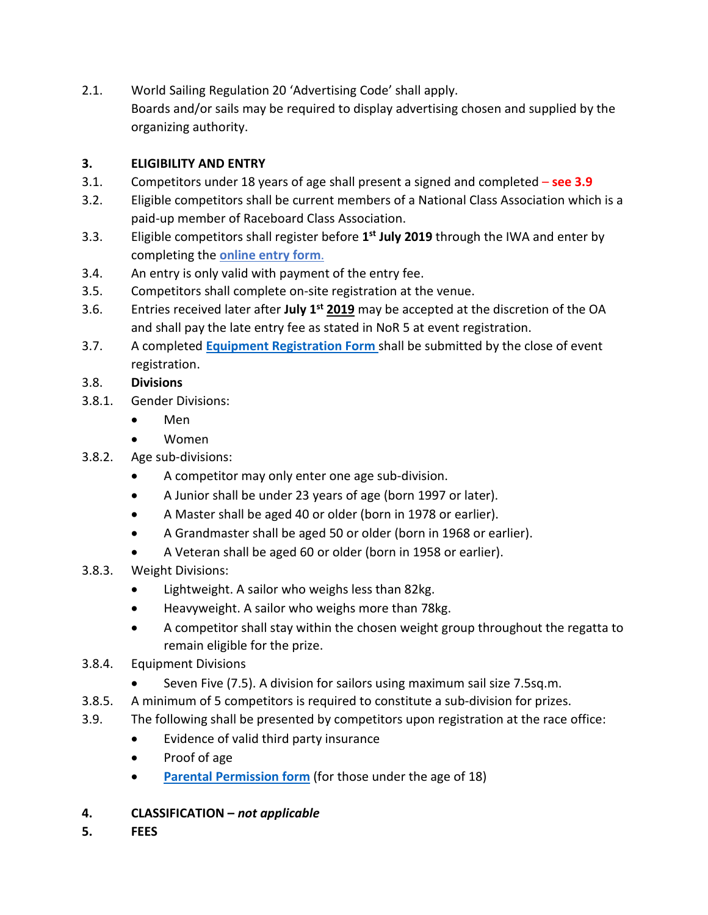2.1. World Sailing Regulation 20 'Advertising Code' shall apply.
Boards and/or sails may be required to display advertising chosen and supplied by the organizing authority.

**3. ELIGIBILITY AND ENTRY**

3.1. Competitors under 18 years of age shall present a signed and completed – **see 3.9**

3.2. Eligible competitors shall be current members of a National Class Association which is a paid-up member of Raceboard Class Association.

3.3. Eligible competitors shall register before **1st July 2019** through the IWA and enter by completing the **online entry form**.

3.4. An entry is only valid with payment of the entry fee.

3.5. Competitors shall complete on-site registration at the venue.

3.6. Entries received later after **July 1st 2019** may be accepted at the discretion of the OA and shall pay the late entry fee as stated in NoR 5 at event registration.

3.7. A completed **Equipment Registration Form** shall be submitted by the close of event registration.

3.8. **Divisions**

3.8.1. Gender Divisions:

- Men
- Women

3.8.2. Age sub-divisions:

- A competitor may only enter one age sub-division.
- A Junior shall be under 23 years of age (born 1997 or later).
- A Master shall be aged 40 or older (born in 1978 or earlier).
- A Grandmaster shall be aged 50 or older (born in 1968 or earlier).
- A Veteran shall be aged 60 or older (born in 1958 or earlier).

3.8.3. Weight Divisions:

- Lightweight. A sailor who weighs less than 82kg.
- Heavyweight. A sailor who weighs more than 78kg.
- A competitor shall stay within the chosen weight group throughout the regatta to remain eligible for the prize.

3.8.4. Equipment Divisions

- Seven Five (7.5). A division for sailors using maximum sail size 7.5sq.m.

3.8.5. A minimum of 5 competitors is required to constitute a sub-division for prizes.

3.9. The following shall be presented by competitors upon registration at the race office:

- Evidence of valid third party insurance
- Proof of age
- **Parental Permission form** (for those under the age of 18)

**4. CLASSIFICATION –** ***not applicable***

**5. FEES**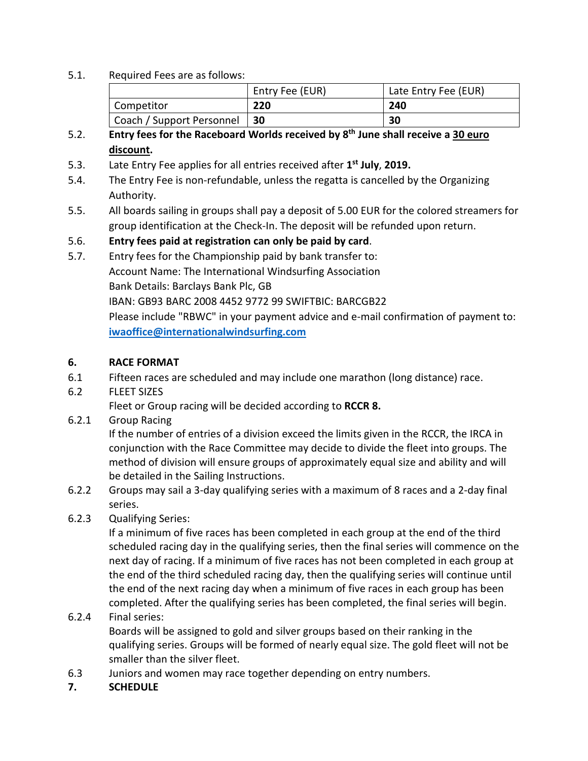5.1. Required Fees are as follows:

| | Entry Fee (EUR) | Late Entry Fee (EUR) |
|---|---|---|
| Competitor | **220** | **240** |
| Coach / Support Personnel | **30** | **30** |

5.2. **Entry fees for the Raceboard Worlds received by 8th June shall receive a 30 euro discount.**

5.3. Late Entry Fee applies for all entries received after **1st July**, **2019.**

5.4. The Entry Fee is non-refundable, unless the regatta is cancelled by the Organizing Authority.

5.5. All boards sailing in groups shall pay a deposit of 5.00 EUR for the colored streamers for group identification at the Check-In. The deposit will be refunded upon return.

5.6. **Entry fees paid at registration can only be paid by card**.

5.7. Entry fees for the Championship paid by bank transfer to:
Account Name: The International Windsurfing Association
Bank Details: Barclays Bank Plc, GB
IBAN: GB93 BARC 2008 4452 9772 99 SWIFTBIC: BARCGB22
Please include "RBWC" in your payment advice and e-mail confirmation of payment to: **iwaoffice@internationalwindsurfing.com**

## 6. RACE FORMAT

6.1 Fifteen races are scheduled and may include one marathon (long distance) race.

6.2 FLEET SIZES
Fleet or Group racing will be decided according to **RCCR 8.**

6.2.1 Group Racing
If the number of entries of a division exceed the limits given in the RCCR, the IRCA in conjunction with the Race Committee may decide to divide the fleet into groups. The method of division will ensure groups of approximately equal size and ability and will be detailed in the Sailing Instructions.

6.2.2 Groups may sail a 3-day qualifying series with a maximum of 8 races and a 2-day final series.

6.2.3 Qualifying Series:
If a minimum of five races has been completed in each group at the end of the third scheduled racing day in the qualifying series, then the final series will commence on the next day of racing. If a minimum of five races has not been completed in each group at the end of the third scheduled racing day, then the qualifying series will continue until the end of the next racing day when a minimum of five races in each group has been completed. After the qualifying series has been completed, the final series will begin.

6.2.4 Final series:
Boards will be assigned to gold and silver groups based on their ranking in the qualifying series. Groups will be formed of nearly equal size. The gold fleet will not be smaller than the silver fleet.

6.3 Juniors and women may race together depending on entry numbers.

## 7. SCHEDULE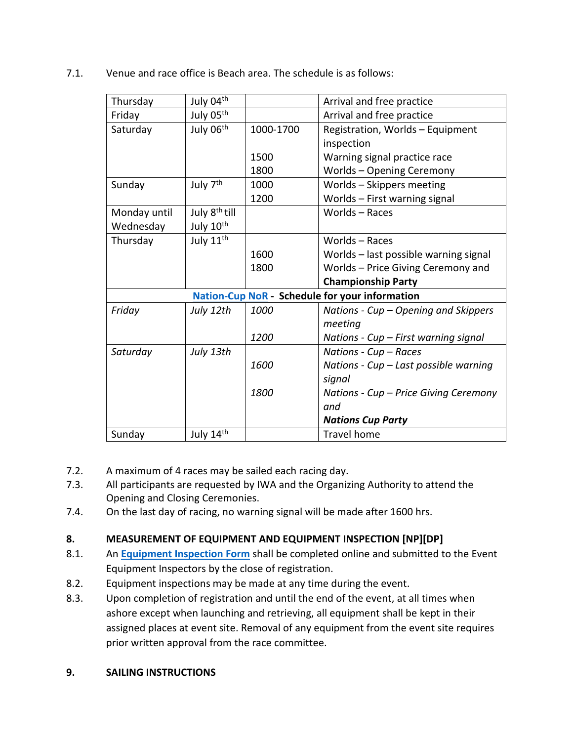7.1. Venue and race office is Beach area. The schedule is as follows:

| Thursday | July 04th | | Arrival and free practice |
|---|---|---|---|
| Friday | July 05th | | Arrival and free practice |
| Saturday | July 06th | 1000-1700<br><br>1500<br>1800 | Registration, Worlds – Equipment inspection<br>Warning signal practice race<br>Worlds – Opening Ceremony |
| Sunday | July 7th | 1000<br>1200 | Worlds – Skippers meeting<br>Worlds – First warning signal |
| Monday until Wednesday | July 8th till July 10th | | Worlds – Races |
| Thursday | July 11th | <br>1600<br>1800 | Worlds – Races<br>Worlds – last possible warning signal<br>Worlds – Price Giving Ceremony and **Championship Party** |
| **Nation-Cup NoR - Schedule for your information** | | | |
| *Friday* | *July 12th* | *1000*<br><br>*1200* | *Nations - Cup – Opening and Skippers meeting*<br>*Nations - Cup – First warning signal* |
| *Saturday* | *July 13th* | <br>*1600*<br><br>*1800* | *Nations - Cup – Races*<br>*Nations - Cup – Last possible warning signal*<br>*Nations - Cup – Price Giving Ceremony and*<br>***Nations Cup Party*** |
| Sunday | July 14th | | Travel home |

7.2. A maximum of 4 races may be sailed each racing day.

7.3. All participants are requested by IWA and the Organizing Authority to attend the Opening and Closing Ceremonies.

7.4. On the last day of racing, no warning signal will be made after 1600 hrs.

## 8. MEASUREMENT OF EQUIPMENT AND EQUIPMENT INSPECTION [NP][DP]

8.1. An **Equipment Inspection Form** shall be completed online and submitted to the Event Equipment Inspectors by the close of registration.

8.2. Equipment inspections may be made at any time during the event.

8.3. Upon completion of registration and until the end of the event, at all times when ashore except when launching and retrieving, all equipment shall be kept in their assigned places at event site. Removal of any equipment from the event site requires prior written approval from the race committee.

## 9. SAILING INSTRUCTIONS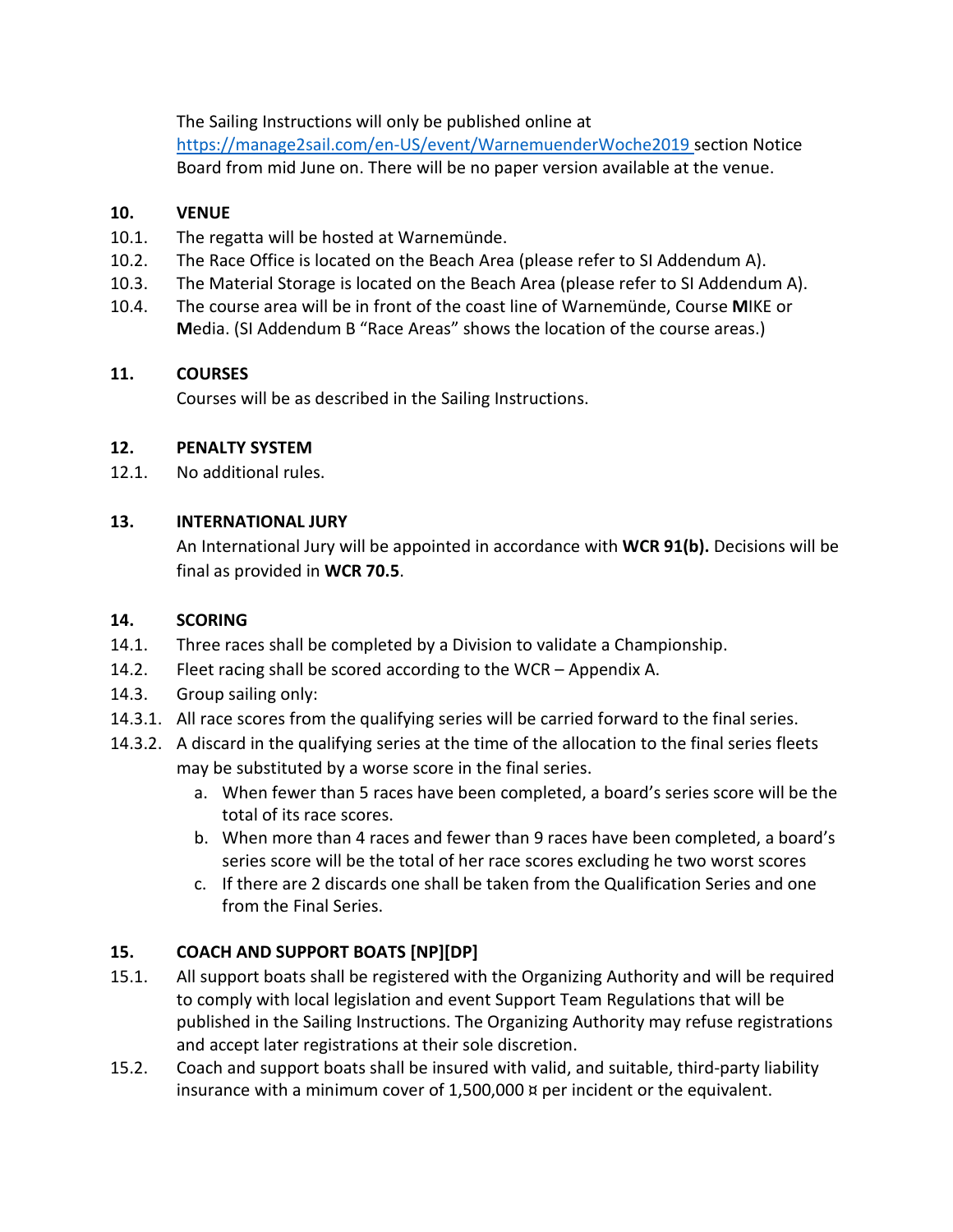The Sailing Instructions will only be published online at https://manage2sail.com/en-US/event/WarnemuenderWoche2019 section Notice Board from mid June on. There will be no paper version available at the venue.

## 10. VENUE

10.1. The regatta will be hosted at Warnemünde.

10.2. The Race Office is located on the Beach Area (please refer to SI Addendum A).

10.3. The Material Storage is located on the Beach Area (please refer to SI Addendum A).

10.4. The course area will be in front of the coast line of Warnemünde, Course **M**IKE or **M**edia. (SI Addendum B "Race Areas" shows the location of the course areas.)

## 11. COURSES

Courses will be as described in the Sailing Instructions.

## 12. PENALTY SYSTEM

12.1. No additional rules.

## 13. INTERNATIONAL JURY

An International Jury will be appointed in accordance with **WCR 91(b).** Decisions will be final as provided in **WCR 70.5**.

## 14. SCORING

14.1. Three races shall be completed by a Division to validate a Championship.

14.2. Fleet racing shall be scored according to the WCR – Appendix A.

14.3. Group sailing only:

14.3.1. All race scores from the qualifying series will be carried forward to the final series.

14.3.2. A discard in the qualifying series at the time of the allocation to the final series fleets may be substituted by a worse score in the final series.

a. When fewer than 5 races have been completed, a board's series score will be the total of its race scores.

b. When more than 4 races and fewer than 9 races have been completed, a board's series score will be the total of her race scores excluding he two worst scores

c. If there are 2 discards one shall be taken from the Qualification Series and one from the Final Series.

## 15. COACH AND SUPPORT BOATS [NP][DP]

15.1. All support boats shall be registered with the Organizing Authority and will be required to comply with local legislation and event Support Team Regulations that will be published in the Sailing Instructions. The Organizing Authority may refuse registrations and accept later registrations at their sole discretion.

15.2. Coach and support boats shall be insured with valid, and suitable, third-party liability insurance with a minimum cover of 1,500,000 ¤ per incident or the equivalent.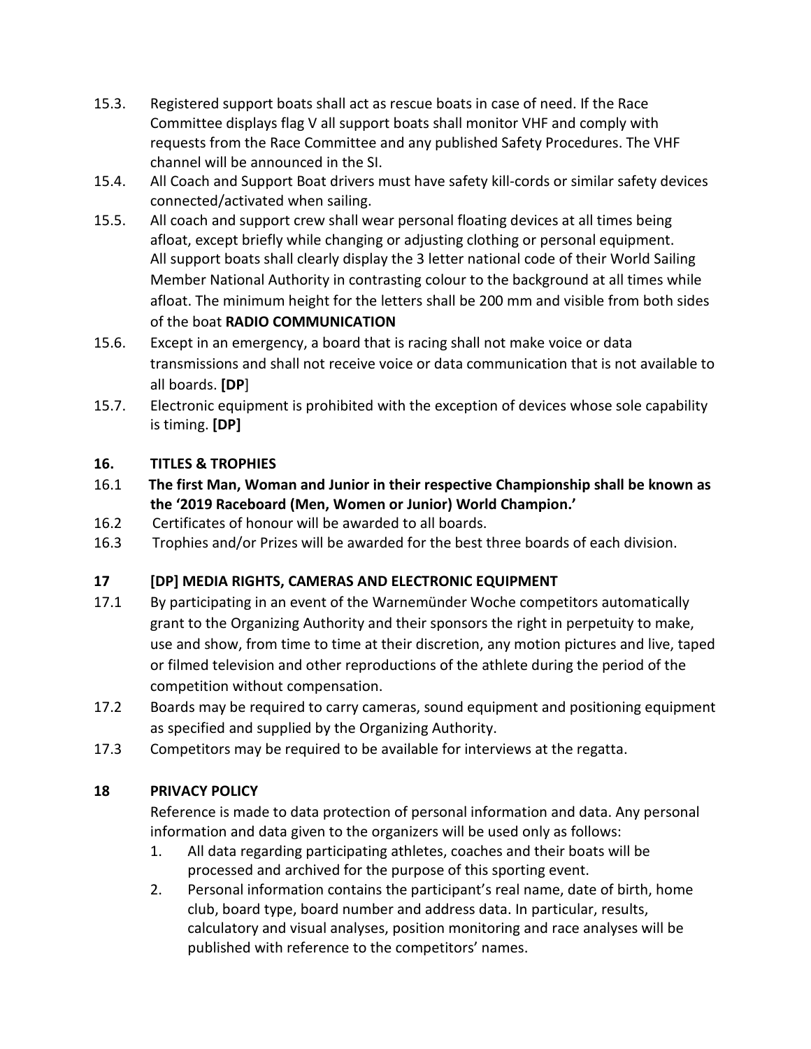15.3. Registered support boats shall act as rescue boats in case of need. If the Race Committee displays flag V all support boats shall monitor VHF and comply with requests from the Race Committee and any published Safety Procedures. The VHF channel will be announced in the SI.

15.4. All Coach and Support Boat drivers must have safety kill-cords or similar safety devices connected/activated when sailing.

15.5. All coach and support crew shall wear personal floating devices at all times being afloat, except briefly while changing or adjusting clothing or personal equipment. All support boats shall clearly display the 3 letter national code of their World Sailing Member National Authority in contrasting colour to the background at all times while afloat. The minimum height for the letters shall be 200 mm and visible from both sides of the boat **RADIO COMMUNICATION**

15.6. Except in an emergency, a board that is racing shall not make voice or data transmissions and shall not receive voice or data communication that is not available to all boards. [**DP**]

15.7. Electronic equipment is prohibited with the exception of devices whose sole capability is timing. **[DP]**

## 16. TITLES & TROPHIES

16.1 **The first Man, Woman and Junior in their respective Championship shall be known as the '2019 Raceboard (Men, Women or Junior) World Champion.'**

16.2 Certificates of honour will be awarded to all boards.

16.3 Trophies and/or Prizes will be awarded for the best three boards of each division.

## 17 [DP] MEDIA RIGHTS, CAMERAS AND ELECTRONIC EQUIPMENT

17.1 By participating in an event of the Warnemünder Woche competitors automatically grant to the Organizing Authority and their sponsors the right in perpetuity to make, use and show, from time to time at their discretion, any motion pictures and live, taped or filmed television and other reproductions of the athlete during the period of the competition without compensation.

17.2 Boards may be required to carry cameras, sound equipment and positioning equipment as specified and supplied by the Organizing Authority.

17.3 Competitors may be required to be available for interviews at the regatta.

## 18 PRIVACY POLICY

Reference is made to data protection of personal information and data. Any personal information and data given to the organizers will be used only as follows:

1. All data regarding participating athletes, coaches and their boats will be processed and archived for the purpose of this sporting event.
2. Personal information contains the participant's real name, date of birth, home club, board type, board number and address data. In particular, results, calculatory and visual analyses, position monitoring and race analyses will be published with reference to the competitors' names.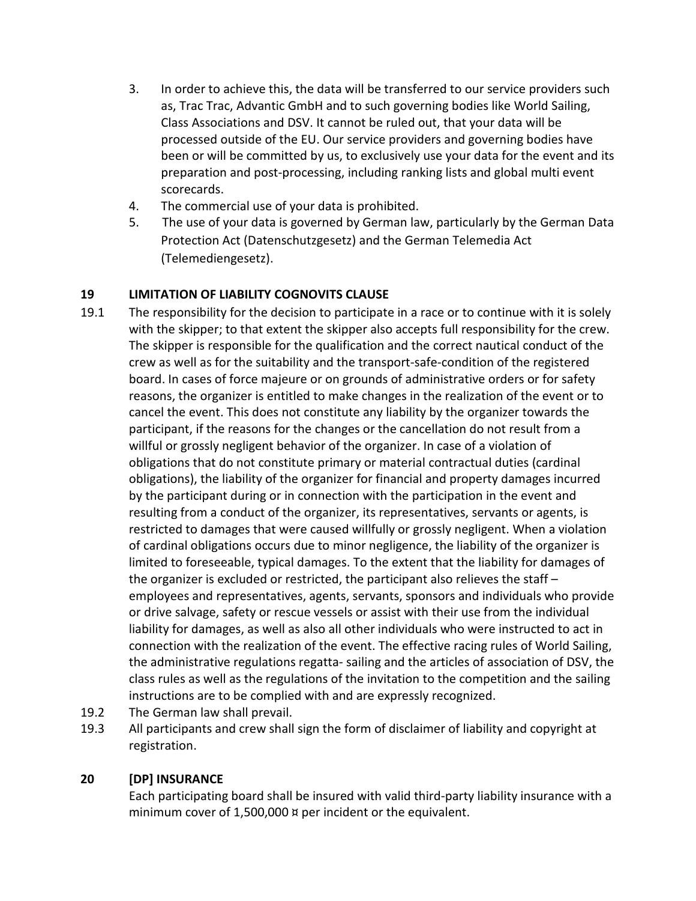3. In order to achieve this, the data will be transferred to our service providers such as, Trac Trac, Advantic GmbH and to such governing bodies like World Sailing, Class Associations and DSV. It cannot be ruled out, that your data will be processed outside of the EU. Our service providers and governing bodies have been or will be committed by us, to exclusively use your data for the event and its preparation and post-processing, including ranking lists and global multi event scorecards.
4. The commercial use of your data is prohibited.
5. The use of your data is governed by German law, particularly by the German Data Protection Act (Datenschutzgesetz) and the German Telemedia Act (Telemediengesetz).

## 19 LIMITATION OF LIABILITY COGNOVITS CLAUSE

19.1 The responsibility for the decision to participate in a race or to continue with it is solely with the skipper; to that extent the skipper also accepts full responsibility for the crew. The skipper is responsible for the qualification and the correct nautical conduct of the crew as well as for the suitability and the transport-safe-condition of the registered board. In cases of force majeure or on grounds of administrative orders or for safety reasons, the organizer is entitled to make changes in the realization of the event or to cancel the event. This does not constitute any liability by the organizer towards the participant, if the reasons for the changes or the cancellation do not result from a willful or grossly negligent behavior of the organizer. In case of a violation of obligations that do not constitute primary or material contractual duties (cardinal obligations), the liability of the organizer for financial and property damages incurred by the participant during or in connection with the participation in the event and resulting from a conduct of the organizer, its representatives, servants or agents, is restricted to damages that were caused willfully or grossly negligent. When a violation of cardinal obligations occurs due to minor negligence, the liability of the organizer is limited to foreseeable, typical damages. To the extent that the liability for damages of the organizer is excluded or restricted, the participant also relieves the staff – employees and representatives, agents, servants, sponsors and individuals who provide or drive salvage, safety or rescue vessels or assist with their use from the individual liability for damages, as well as also all other individuals who were instructed to act in connection with the realization of the event. The effective racing rules of World Sailing, the administrative regulations regatta- sailing and the articles of association of DSV, the class rules as well as the regulations of the invitation to the competition and the sailing instructions are to be complied with and are expressly recognized.

19.2 The German law shall prevail.

19.3 All participants and crew shall sign the form of disclaimer of liability and copyright at registration.

## 20 [DP] INSURANCE

Each participating board shall be insured with valid third-party liability insurance with a minimum cover of 1,500,000 ¤ per incident or the equivalent.